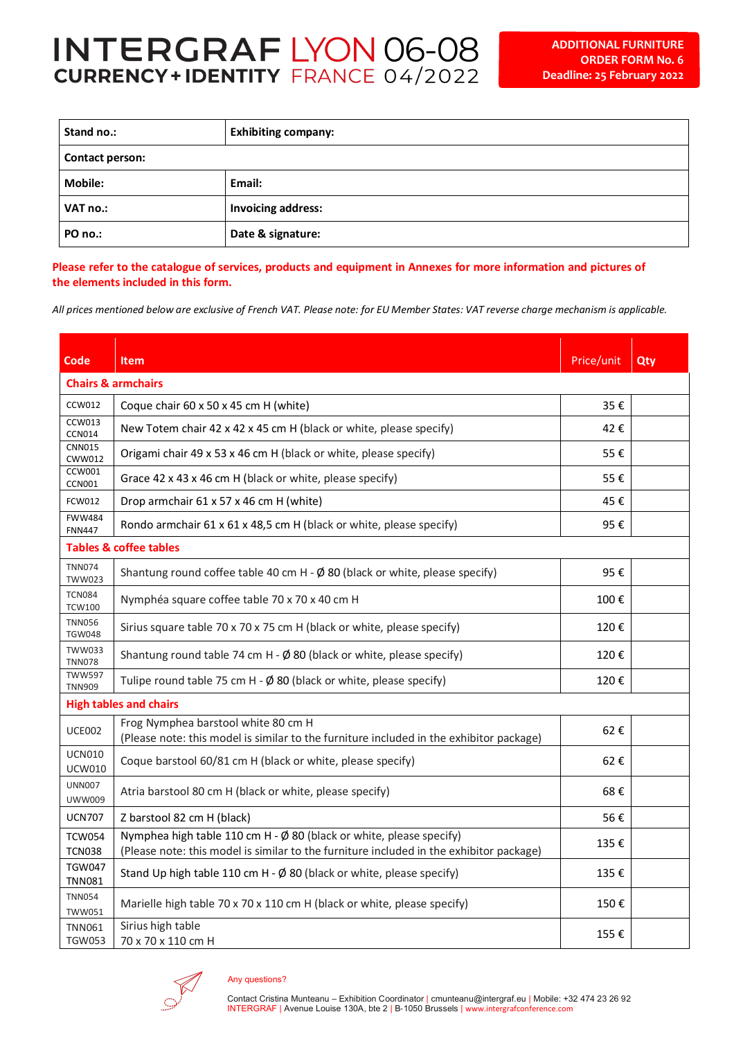# INTERGRAF LYON 06-08 CURRENCY+IDENTITY FRANCE 04/2022

**ADDITIONAL FURNITURE ORDER FORM No. 6**
**Deadline: 25 February 2022**

| Stand no.: | Exhibiting company: |
|---|---|
| **Contact person:** | |
| **Mobile:** | **Email:** |
| **VAT no.:** | **Invoicing address:** |
| **PO no.:** | **Date & signature:** |

**Please refer to the catalogue of services, products and equipment in Annexes for more information and pictures of the elements included in this form.**

*All prices mentioned below are exclusive of French VAT. Please note: for EU Member States: VAT reverse charge mechanism is applicable.*

| Code | Item | Price/unit | Qty |
|---|---|---|---|
| **Chairs & armchairs** | | | |
| CCW012 | Coque chair 60 x 50 x 45 cm H (white) | 35 € | |
| CCW013 CCN014 | New Totem chair 42 x 42 x 45 cm H (black or white, please specify) | 42 € | |
| CNN015 CWW012 | Origami chair 49 x 53 x 46 cm H (black or white, please specify) | 55 € | |
| CCW001 CCN001 | Grace 42 x 43 x 46 cm H (black or white, please specify) | 55 € | |
| FCW012 | Drop armchair 61 x 57 x 46 cm H (white) | 45 € | |
| FWW484 FNN447 | Rondo armchair 61 x 61 x 48,5 cm H (black or white, please specify) | 95 € | |
| **Tables & coffee tables** | | | |
| TNN074 TWW023 | Shantung round coffee table 40 cm H - Ø 80 (black or white, please specify) | 95 € | |
| TCN084 TCW100 | Nymphéa square coffee table 70 x 70 x 40 cm H | 100 € | |
| TNN056 TGW048 | Sirius square table 70 x 70 x 75 cm H (black or white, please specify) | 120 € | |
| TWW033 TNN078 | Shantung round table 74 cm H - Ø 80 (black or white, please specify) | 120 € | |
| TWW597 TNN909 | Tulipe round table 75 cm H - Ø 80 (black or white, please specify) | 120 € | |
| **High tables and chairs** | | | |
| UCE002 | Frog Nymphea barstool white 80 cm H (Please note: this model is similar to the furniture included in the exhibitor package) | 62 € | |
| UCN010 UCW010 | Coque barstool 60/81 cm H (black or white, please specify) | 62 € | |
| UNN007 UWW009 | Atria barstool 80 cm H (black or white, please specify) | 68 € | |
| UCN707 | Z barstool 82 cm H (black) | 56 € | |
| TCW054 TCN038 | Nymphea high table 110 cm H - Ø 80 (black or white, please specify) (Please note: this model is similar to the furniture included in the exhibitor package) | 135 € | |
| TGW047 TNN081 | Stand Up high table 110 cm H - Ø 80 (black or white, please specify) | 135 € | |
| TNN054 TWW051 | Marielle high table 70 x 70 x 110 cm H (black or white, please specify) | 150 € | |
| TNN061 TGW053 | Sirius high table 70 x 70 x 110 cm H | 155 € | |

Any questions?

Contact Cristina Munteanu – Exhibition Coordinator | cmunteanu@intergraf.eu | Mobile: +32 474 23 26 92
INTERGRAF | Avenue Louise 130A, bte 2 | B-1050 Brussels | www.intergrafconference.com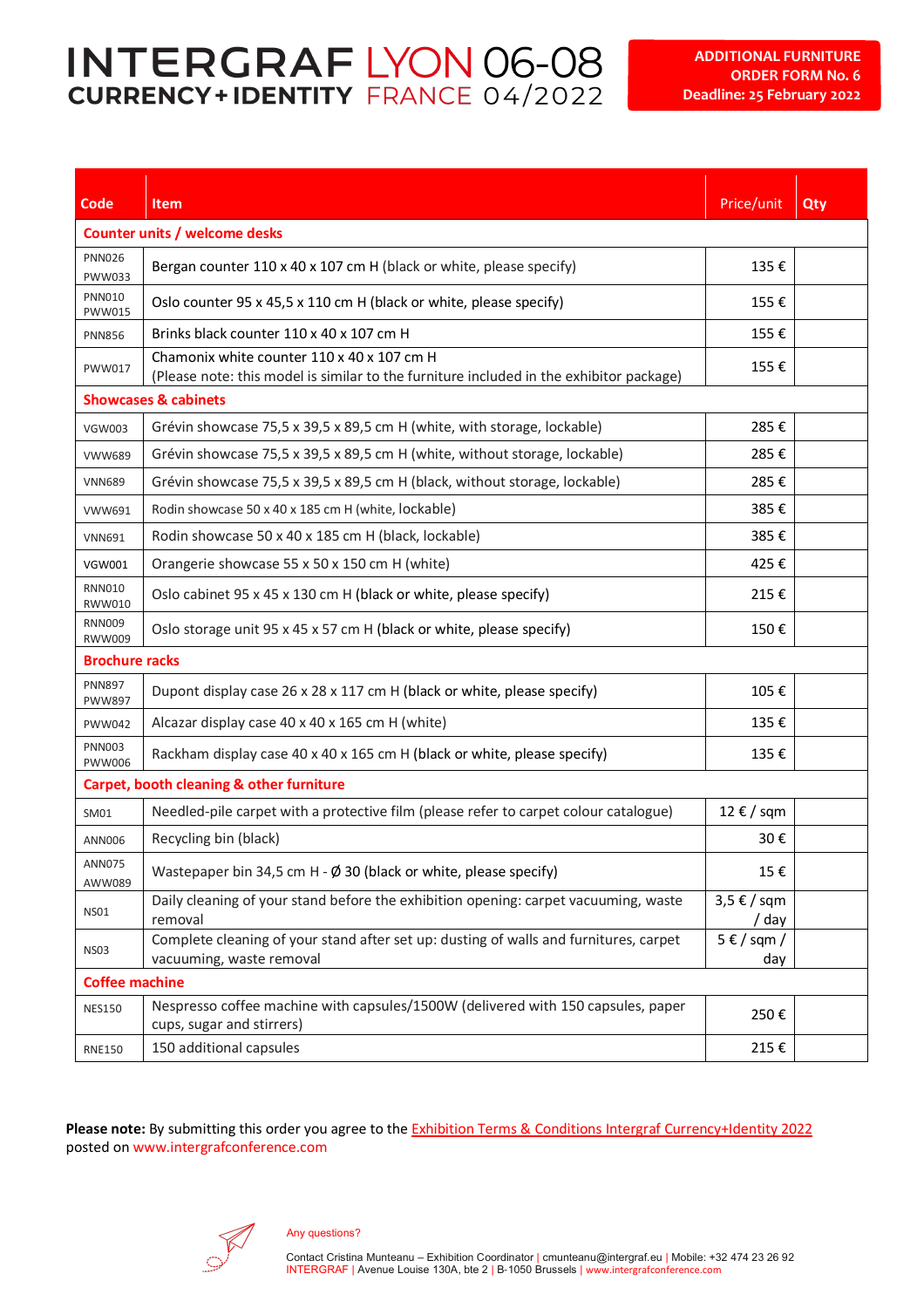# INTERGRAF LYON 06-08 CURRENCY+IDENTITY FRANCE 04/2022

**ADDITIONAL FURNITURE ORDER FORM No. 6**
**Deadline: 25 February 2022**

| Code | Item | Price/unit | Qty |
|---|---|---|---|
| **Counter units / welcome desks** | | | |
| PNN026 PWW033 | Bergan counter 110 x 40 x 107 cm H (black or white, please specify) | 135 € | |
| PNN010 PWW015 | Oslo counter 95 x 45,5 x 110 cm H (black or white, please specify) | 155 € | |
| PNN856 | Brinks black counter 110 x 40 x 107 cm H | 155 € | |
| PWW017 | Chamonix white counter 110 x 40 x 107 cm H (Please note: this model is similar to the furniture included in the exhibitor package) | 155 € | |
| **Showcases & cabinets** | | | |
| VGW003 | Grévin showcase 75,5 x 39,5 x 89,5 cm H (white, with storage, lockable) | 285 € | |
| VWW689 | Grévin showcase 75,5 x 39,5 x 89,5 cm H (white, without storage, lockable) | 285 € | |
| VNN689 | Grévin showcase 75,5 x 39,5 x 89,5 cm H (black, without storage, lockable) | 285 € | |
| VWW691 | Rodin showcase 50 x 40 x 185 cm H (white, lockable) | 385 € | |
| VNN691 | Rodin showcase 50 x 40 x 185 cm H (black, lockable) | 385 € | |
| VGW001 | Orangerie showcase 55 x 50 x 150 cm H (white) | 425 € | |
| RNN010 RWW010 | Oslo cabinet 95 x 45 x 130 cm H (black or white, please specify) | 215 € | |
| RNN009 RWW009 | Oslo storage unit 95 x 45 x 57 cm H (black or white, please specify) | 150 € | |
| **Brochure racks** | | | |
| PNN897 PWW897 | Dupont display case 26 x 28 x 117 cm H (black or white, please specify) | 105 € | |
| PWW042 | Alcazar display case 40 x 40 x 165 cm H (white) | 135 € | |
| PNN003 PWW006 | Rackham display case 40 x 40 x 165 cm H (black or white, please specify) | 135 € | |
| **Carpet, booth cleaning & other furniture** | | | |
| SM01 | Needled-pile carpet with a protective film (please refer to carpet colour catalogue) | 12 € / sqm | |
| ANN006 | Recycling bin (black) | 30 € | |
| ANN075 AWW089 | Wastepaper bin 34,5 cm H - Ø 30 (black or white, please specify) | 15 € | |
| NS01 | Daily cleaning of your stand before the exhibition opening: carpet vacuuming, waste removal | 3,5 € / sqm / day | |
| NS03 | Complete cleaning of your stand after set up: dusting of walls and furnitures, carpet vacuuming, waste removal | 5 € / sqm / day | |
| **Coffee machine** | | | |
| NES150 | Nespresso coffee machine with capsules/1500W (delivered with 150 capsules, paper cups, sugar and stirrers) | 250 € | |
| RNE150 | 150 additional capsules | 215 € | |

**Please note:** By submitting this order you agree to the Exhibition Terms & Conditions Intergraf Currency+Identity 2022 posted on www.intergrafconference.com

Any questions?

Contact Cristina Munteanu – Exhibition Coordinator | cmunteanu@intergraf.eu | Mobile: +32 474 23 26 92
INTERGRAF | Avenue Louise 130A, bte 2 | B-1050 Brussels | www.intergrafconference.com